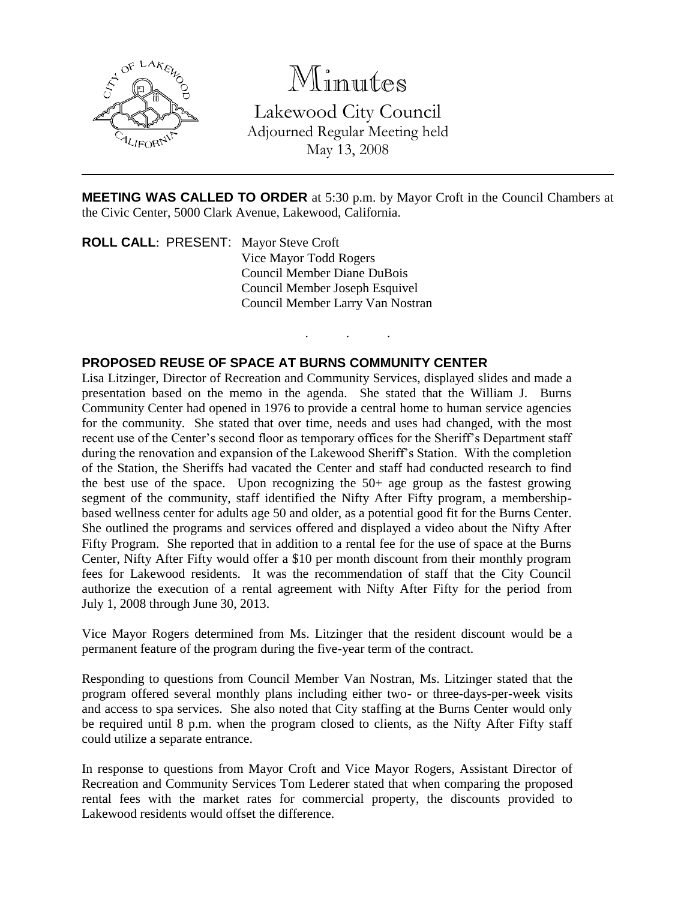# Minutes

Lakewood City Council
Adjourned Regular Meeting held
May 13, 2008

---

**MEETING WAS CALLED TO ORDER** at 5:30 p.m. by Mayor Croft in the Council Chambers at the Civic Center, 5000 Clark Avenue, Lakewood, California.

**ROLL CALL**: PRESENT: Mayor Steve Croft
Vice Mayor Todd Rogers
Council Member Diane DuBois
Council Member Joseph Esquivel
Council Member Larry Van Nostran

. . .

**PROPOSED REUSE OF SPACE AT BURNS COMMUNITY CENTER**

Lisa Litzinger, Director of Recreation and Community Services, displayed slides and made a presentation based on the memo in the agenda. She stated that the William J. Burns Community Center had opened in 1976 to provide a central home to human service agencies for the community. She stated that over time, needs and uses had changed, with the most recent use of the Center's second floor as temporary offices for the Sheriff's Department staff during the renovation and expansion of the Lakewood Sheriff's Station. With the completion of the Station, the Sheriffs had vacated the Center and staff had conducted research to find the best use of the space. Upon recognizing the 50+ age group as the fastest growing segment of the community, staff identified the Nifty After Fifty program, a membership-based wellness center for adults age 50 and older, as a potential good fit for the Burns Center. She outlined the programs and services offered and displayed a video about the Nifty After Fifty Program. She reported that in addition to a rental fee for the use of space at the Burns Center, Nifty After Fifty would offer a $10 per month discount from their monthly program fees for Lakewood residents. It was the recommendation of staff that the City Council authorize the execution of a rental agreement with Nifty After Fifty for the period from July 1, 2008 through June 30, 2013.

Vice Mayor Rogers determined from Ms. Litzinger that the resident discount would be a permanent feature of the program during the five-year term of the contract.

Responding to questions from Council Member Van Nostran, Ms. Litzinger stated that the program offered several monthly plans including either two- or three-days-per-week visits and access to spa services. She also noted that City staffing at the Burns Center would only be required until 8 p.m. when the program closed to clients, as the Nifty After Fifty staff could utilize a separate entrance.

In response to questions from Mayor Croft and Vice Mayor Rogers, Assistant Director of Recreation and Community Services Tom Lederer stated that when comparing the proposed rental fees with the market rates for commercial property, the discounts provided to Lakewood residents would offset the difference.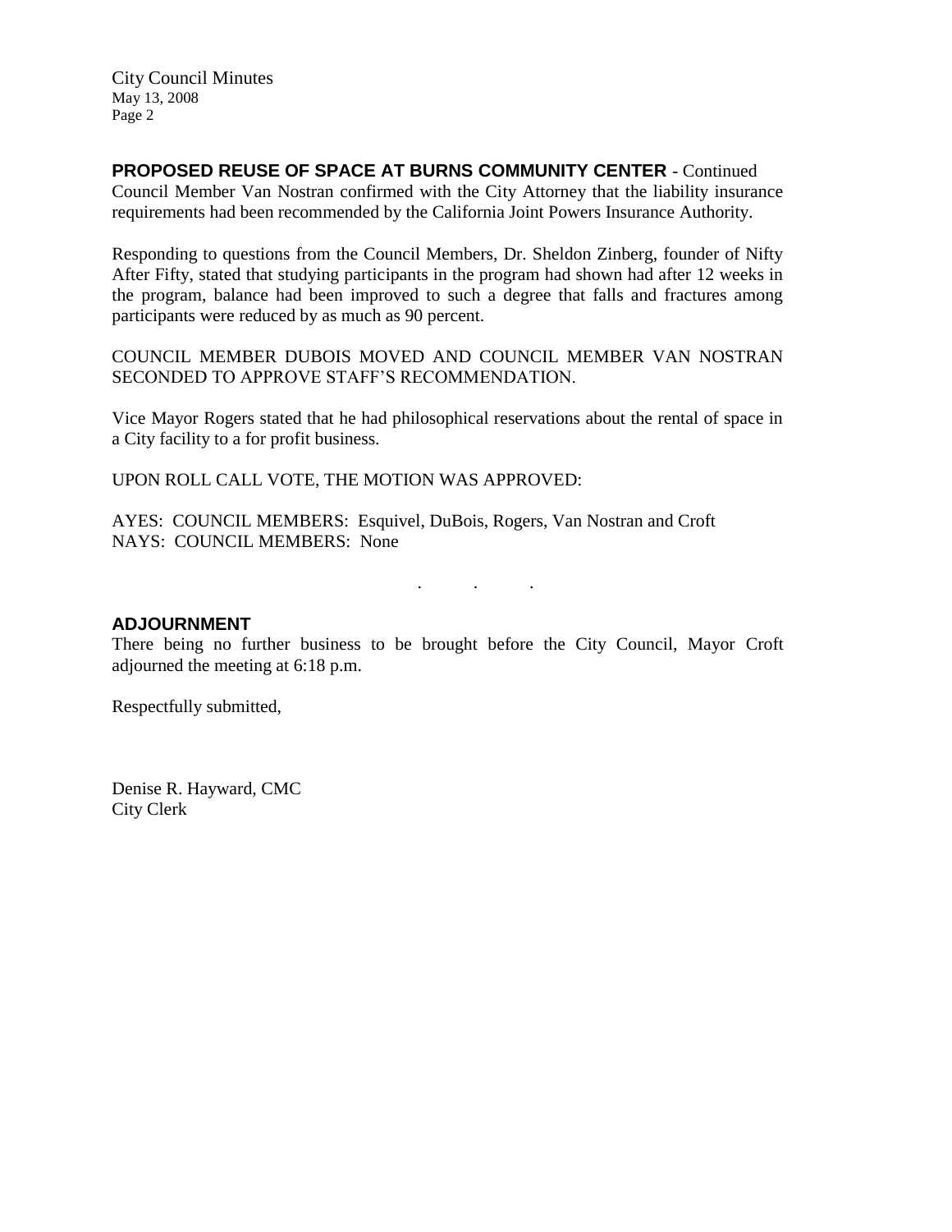**PROPOSED REUSE OF SPACE AT BURNS COMMUNITY CENTER** - Continued

Council Member Van Nostran confirmed with the City Attorney that the liability insurance requirements had been recommended by the California Joint Powers Insurance Authority.

Responding to questions from the Council Members, Dr. Sheldon Zinberg, founder of Nifty After Fifty, stated that studying participants in the program had shown had after 12 weeks in the program, balance had been improved to such a degree that falls and fractures among participants were reduced by as much as 90 percent.

COUNCIL MEMBER DUBOIS MOVED AND COUNCIL MEMBER VAN NOSTRAN SECONDED TO APPROVE STAFF'S RECOMMENDATION.

Vice Mayor Rogers stated that he had philosophical reservations about the rental of space in a City facility to a for profit business.

UPON ROLL CALL VOTE, THE MOTION WAS APPROVED:

AYES: COUNCIL MEMBERS: Esquivel, DuBois, Rogers, Van Nostran and Croft
NAYS: COUNCIL MEMBERS: None

. . .

## ADJOURNMENT

There being no further business to be brought before the City Council, Mayor Croft adjourned the meeting at 6:18 p.m.

Respectfully submitted,

Denise R. Hayward, CMC
City Clerk